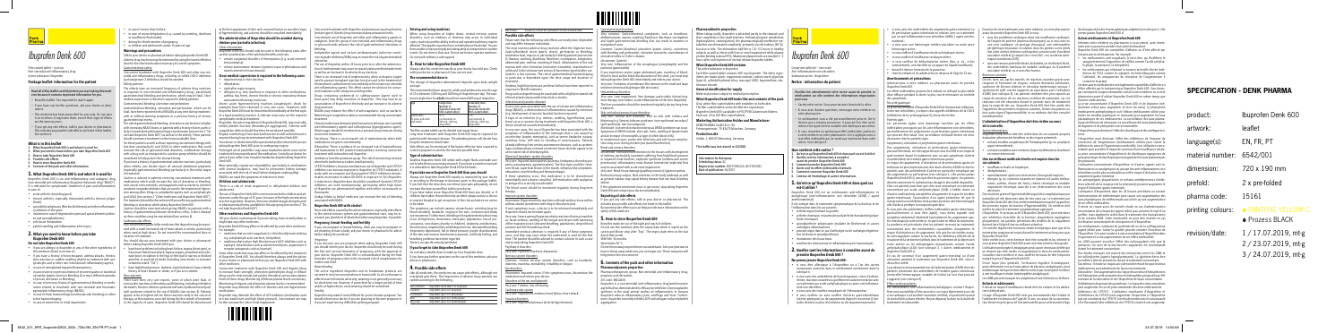# Ibuprofen Denk 600

Package leaflet: Information for the patient

# Ibuprofen Denk 600

# Ibuprofen Denk 600

Notice : information du patient

## SPECIFICATION - DENK PHARMA

| | |
|---|---|
| product: | Ibuprofen Denk 600 |
| artwork: | leaflet |
| language(s): | EN, FR, PT |
| material number: | 6542/001 |
| dimension: | 720 x 190 mm |
| pharma code: | 15161 |
| printing colours: | PANTONE YELLOW C<br>Process BLACK |
| revision/date: | 1 / 17.07.2019, mg<br>2 / 23.07.2019, mt<br>3 / 24.07.2019, mg |